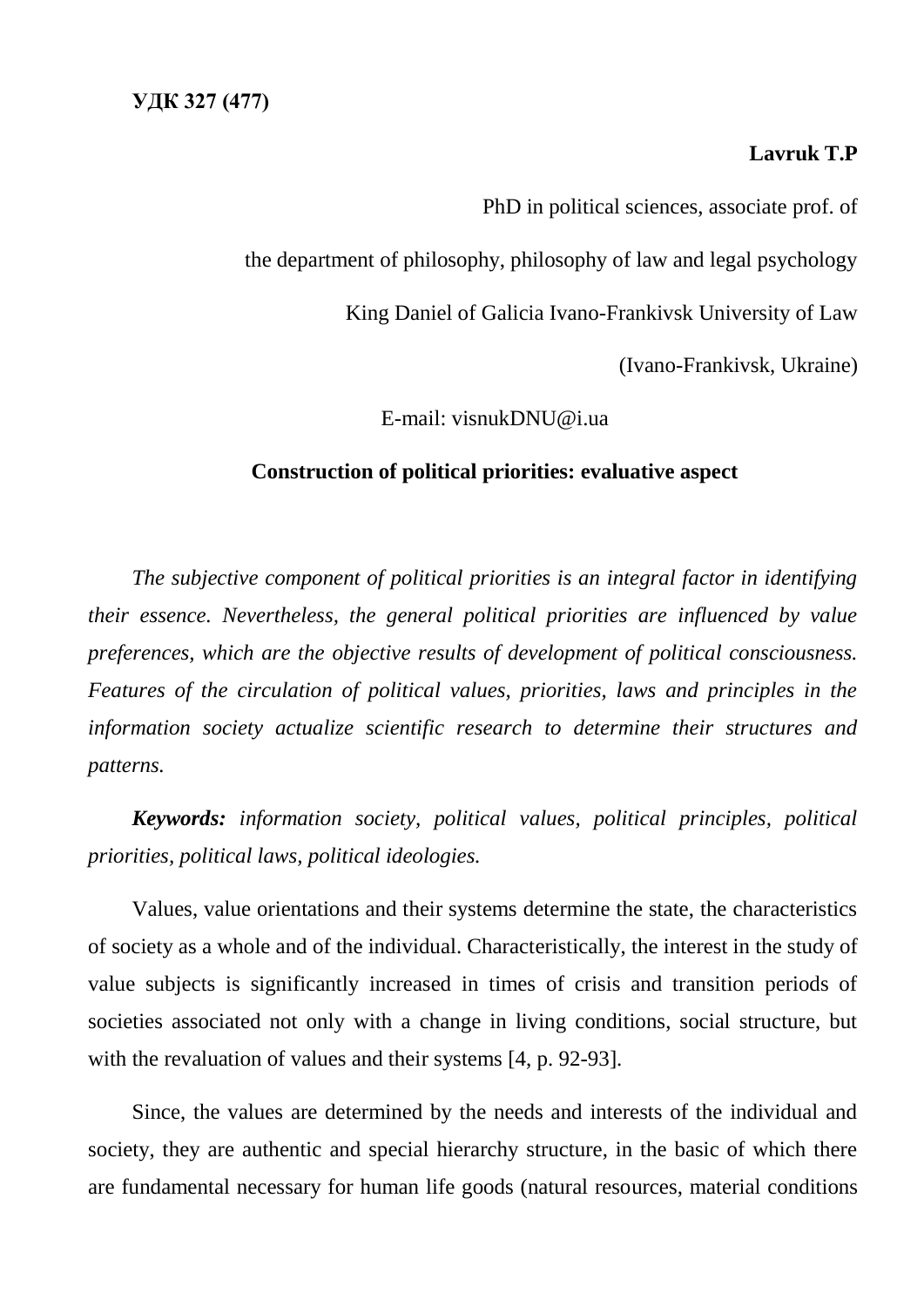**УДК 327 (477)**

**Lavruk T.P**

PhD in political sciences, associate prof. of

the department of philosophy, philosophy of law and legal psychology

King Daniel of Galicia Ivano-Frankivsk University of Law

(Ivano-Frankivsk, Ukraine)

E-mail: visnukDNU@i.ua

# Construction of political priorities: evaluative aspect

*The subjective component of political priorities is an integral factor in identifying their essence. Nevertheless, the general political priorities are influenced by value preferences, which are the objective results of development of political consciousness. Features of the circulation of political values, priorities, laws and principles in the information society actualize scientific research to determine their structures and patterns.*

***Keywords:*** *information society, political values, political principles, political priorities, political laws, political ideologies.*

Values, value orientations and their systems determine the state, the characteristics of society as a whole and of the individual. Characteristically, the interest in the study of value subjects is significantly increased in times of crisis and transition periods of societies associated not only with a change in living conditions, social structure, but with the revaluation of values and their systems [4, p. 92-93].

Since, the values are determined by the needs and interests of the individual and society, they are authentic and special hierarchy structure, in the basic of which there are fundamental necessary for human life goods (natural resources, material conditions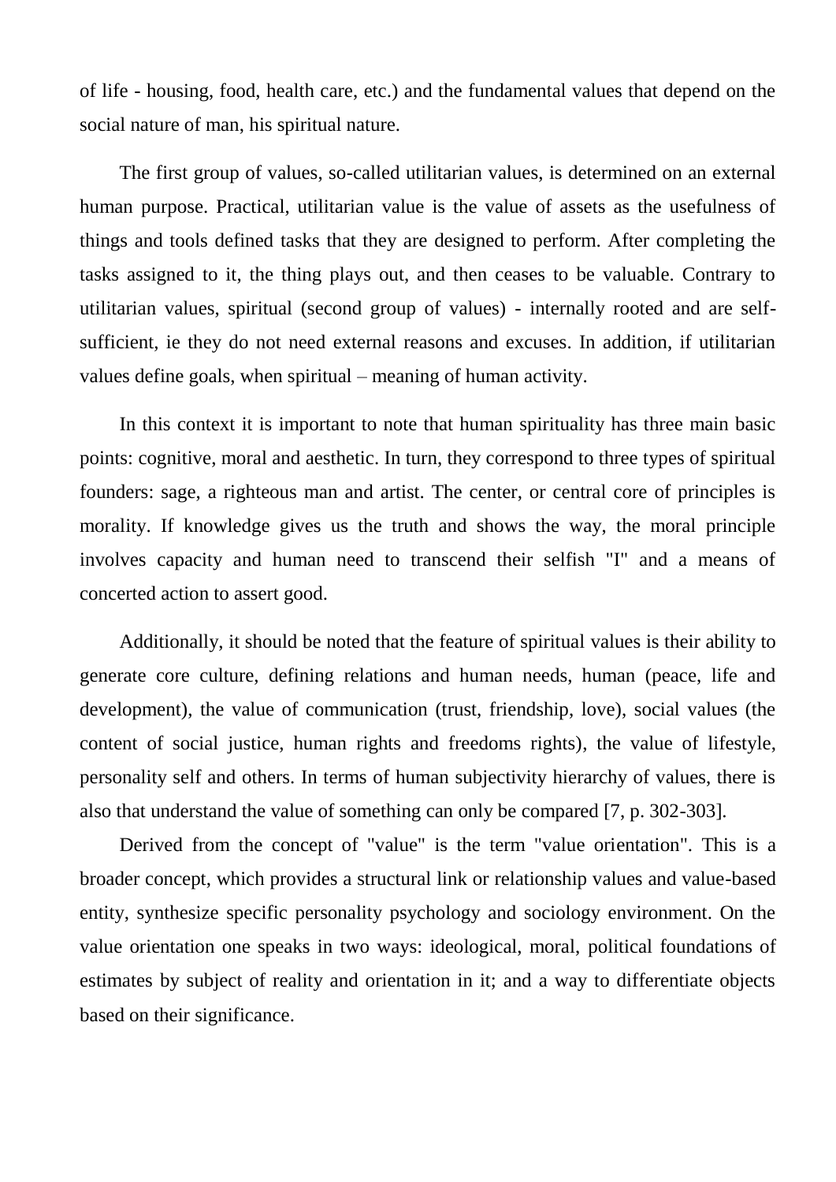of life - housing, food, health care, etc.) and the fundamental values that depend on the social nature of man, his spiritual nature.

The first group of values, so-called utilitarian values, is determined on an external human purpose. Practical, utilitarian value is the value of assets as the usefulness of things and tools defined tasks that they are designed to perform. After completing the tasks assigned to it, the thing plays out, and then ceases to be valuable. Contrary to utilitarian values, spiritual (second group of values) - internally rooted and are self-sufficient, ie they do not need external reasons and excuses. In addition, if utilitarian values define goals, when spiritual – meaning of human activity.

In this context it is important to note that human spirituality has three main basic points: cognitive, moral and aesthetic. In turn, they correspond to three types of spiritual founders: sage, a righteous man and artist. The center, or central core of principles is morality. If knowledge gives us the truth and shows the way, the moral principle involves capacity and human need to transcend their selfish "I" and a means of concerted action to assert good.

Additionally, it should be noted that the feature of spiritual values is their ability to generate core culture, defining relations and human needs, human (peace, life and development), the value of communication (trust, friendship, love), social values (the content of social justice, human rights and freedoms rights), the value of lifestyle, personality self and others. In terms of human subjectivity hierarchy of values, there is also that understand the value of something can only be compared [7, p. 302-303].

Derived from the concept of "value" is the term "value orientation". This is a broader concept, which provides a structural link or relationship values and value-based entity, synthesize specific personality psychology and sociology environment. On the value orientation one speaks in two ways: ideological, moral, political foundations of estimates by subject of reality and orientation in it; and a way to differentiate objects based on their significance.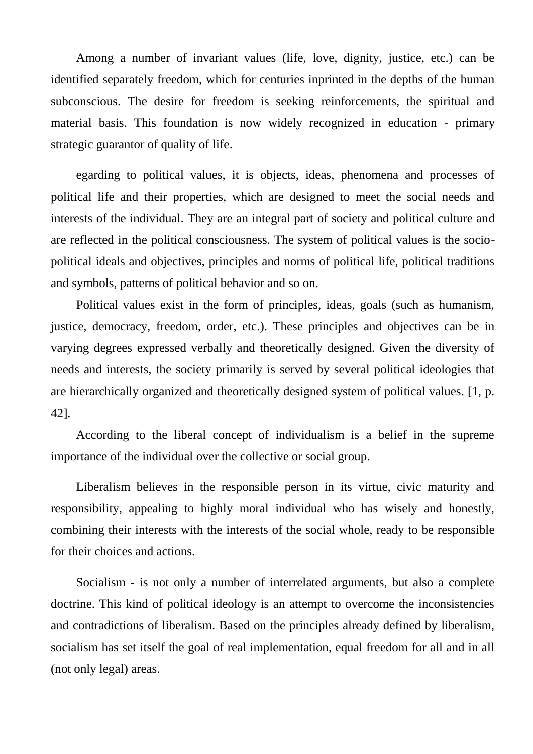Among a number of invariant values (life, love, dignity, justice, etc.) can be identified separately freedom, which for centuries inprinted in the depths of the human subconscious. The desire for freedom is seeking reinforcements, the spiritual and material basis. This foundation is now widely recognized in education - primary strategic guarantor of quality of life.

egarding to political values, it is objects, ideas, phenomena and processes of political life and their properties, which are designed to meet the social needs and interests of the individual. They are an integral part of society and political culture and are reflected in the political consciousness. The system of political values is the socio-political ideals and objectives, principles and norms of political life, political traditions and symbols, patterns of political behavior and so on.

Political values exist in the form of principles, ideas, goals (such as humanism, justice, democracy, freedom, order, etc.). These principles and objectives can be in varying degrees expressed verbally and theoretically designed. Given the diversity of needs and interests, the society primarily is served by several political ideologies that are hierarchically organized and theoretically designed system of political values. [1, p. 42].

According to the liberal concept of individualism is a belief in the supreme importance of the individual over the collective or social group.

Liberalism believes in the responsible person in its virtue, civic maturity and responsibility, appealing to highly moral individual who has wisely and honestly, combining their interests with the interests of the social whole, ready to be responsible for their choices and actions.

Socialism - is not only a number of interrelated arguments, but also a complete doctrine. This kind of political ideology is an attempt to overcome the inconsistencies and contradictions of liberalism. Based on the principles already defined by liberalism, socialism has set itself the goal of real implementation, equal freedom for all and in all (not only legal) areas.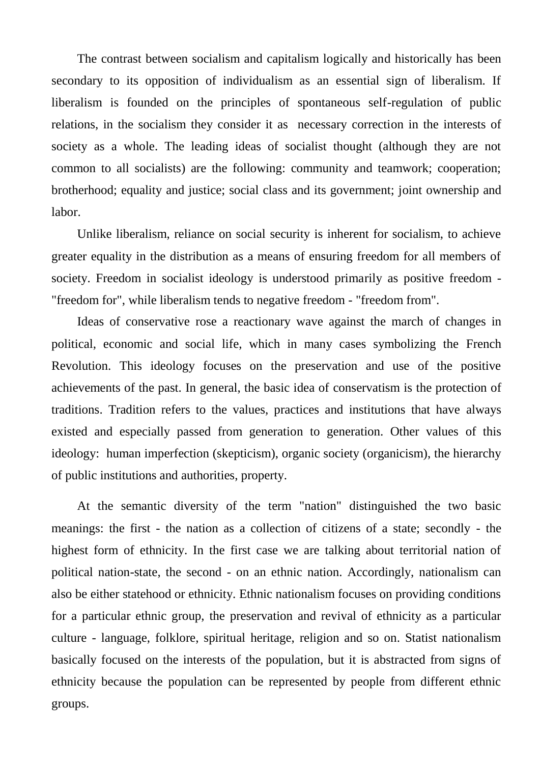The contrast between socialism and capitalism logically and historically has been secondary to its opposition of individualism as an essential sign of liberalism. If liberalism is founded on the principles of spontaneous self-regulation of public relations, in the socialism they consider it as necessary correction in the interests of society as a whole. The leading ideas of socialist thought (although they are not common to all socialists) are the following: community and teamwork; cooperation; brotherhood; equality and justice; social class and its government; joint ownership and labor.

Unlike liberalism, reliance on social security is inherent for socialism, to achieve greater equality in the distribution as a means of ensuring freedom for all members of society. Freedom in socialist ideology is understood primarily as positive freedom - "freedom for", while liberalism tends to negative freedom - "freedom from".

Ideas of conservative rose a reactionary wave against the march of changes in political, economic and social life, which in many cases symbolizing the French Revolution. This ideology focuses on the preservation and use of the positive achievements of the past. In general, the basic idea of conservatism is the protection of traditions. Tradition refers to the values, practices and institutions that have always existed and especially passed from generation to generation. Other values of this ideology: human imperfection (skepticism), organic society (organicism), the hierarchy of public institutions and authorities, property.

At the semantic diversity of the term "nation" distinguished the two basic meanings: the first - the nation as a collection of citizens of a state; secondly - the highest form of ethnicity. In the first case we are talking about territorial nation of political nation-state, the second - on an ethnic nation. Accordingly, nationalism can also be either statehood or ethnicity. Ethnic nationalism focuses on providing conditions for a particular ethnic group, the preservation and revival of ethnicity as a particular culture - language, folklore, spiritual heritage, religion and so on. Statist nationalism basically focused on the interests of the population, but it is abstracted from signs of ethnicity because the population can be represented by people from different ethnic groups.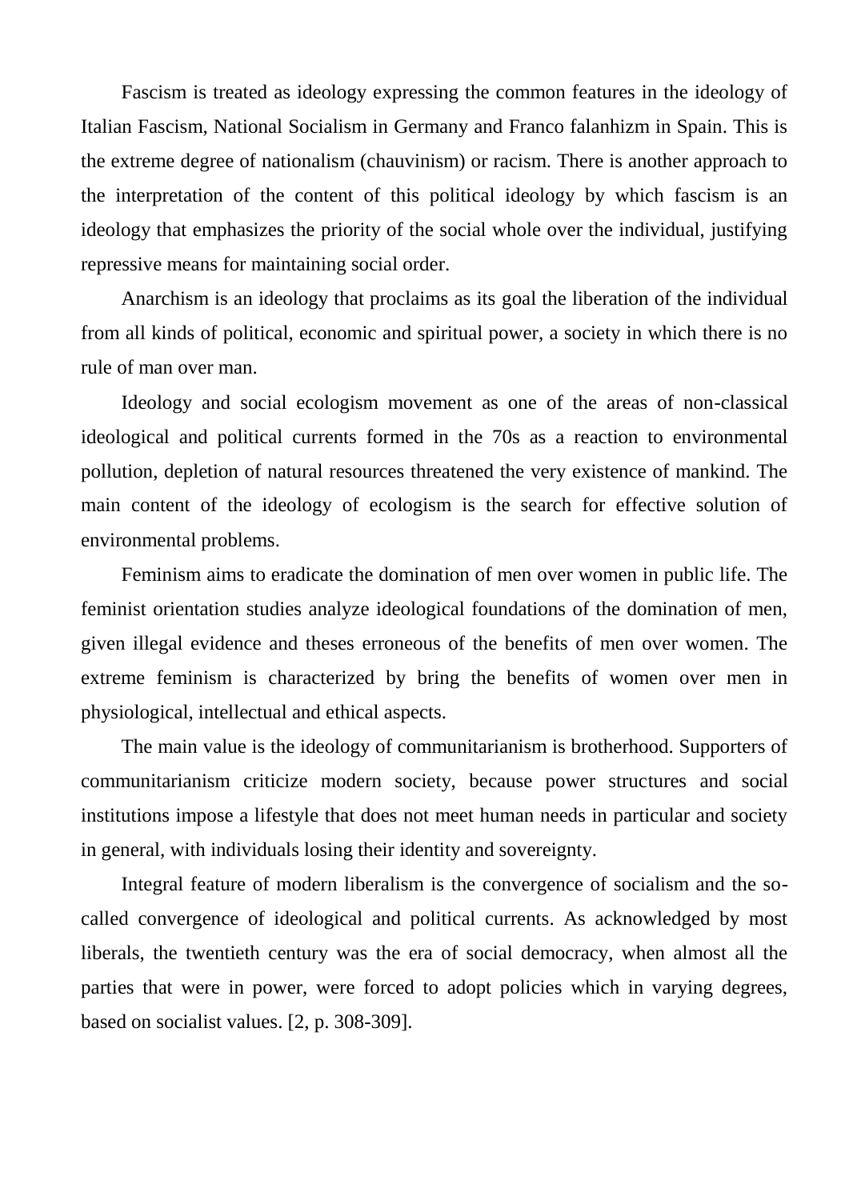Fascism is treated as ideology expressing the common features in the ideology of Italian Fascism, National Socialism in Germany and Franco falanhizm in Spain. This is the extreme degree of nationalism (chauvinism) or racism. There is another approach to the interpretation of the content of this political ideology by which fascism is an ideology that emphasizes the priority of the social whole over the individual, justifying repressive means for maintaining social order.

Anarchism is an ideology that proclaims as its goal the liberation of the individual from all kinds of political, economic and spiritual power, a society in which there is no rule of man over man.

Ideology and social ecologism movement as one of the areas of non-classical ideological and political currents formed in the 70s as a reaction to environmental pollution, depletion of natural resources threatened the very existence of mankind. The main content of the ideology of ecologism is the search for effective solution of environmental problems.

Feminism aims to eradicate the domination of men over women in public life. The feminist orientation studies analyze ideological foundations of the domination of men, given illegal evidence and theses erroneous of the benefits of men over women. The extreme feminism is characterized by bring the benefits of women over men in physiological, intellectual and ethical aspects.

The main value is the ideology of communitarianism is brotherhood. Supporters of communitarianism criticize modern society, because power structures and social institutions impose a lifestyle that does not meet human needs in particular and society in general, with individuals losing their identity and sovereignty.

Integral feature of modern liberalism is the convergence of socialism and the so-called convergence of ideological and political currents. As acknowledged by most liberals, the twentieth century was the era of social democracy, when almost all the parties that were in power, were forced to adopt policies which in varying degrees, based on socialist values. [2, p. 308-309].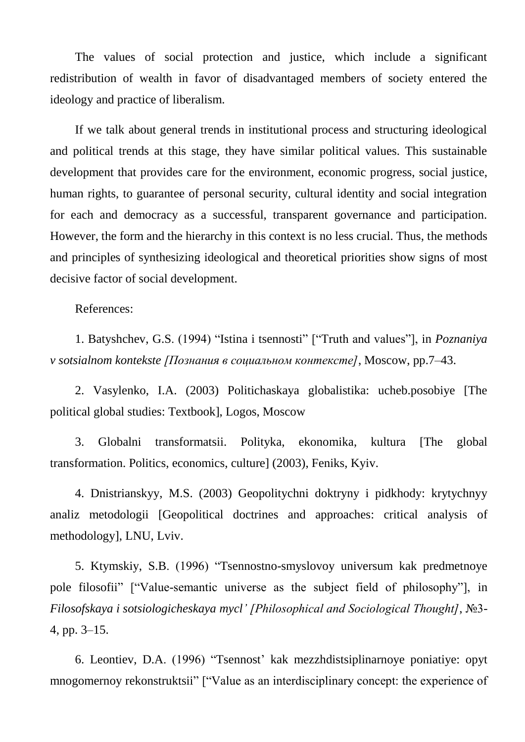The values of social protection and justice, which include a significant redistribution of wealth in favor of disadvantaged members of society entered the ideology and practice of liberalism.

If we talk about general trends in institutional process and structuring ideological and political trends at this stage, they have similar political values. This sustainable development that provides care for the environment, economic progress, social justice, human rights, to guarantee of personal security, cultural identity and social integration for each and democracy as a successful, transparent governance and participation. However, the form and the hierarchy in this context is no less crucial. Thus, the methods and principles of synthesizing ideological and theoretical priorities show signs of most decisive factor of social development.

References:

1. Batyshchev, G.S. (1994) "Istina i tsennosti" ["Truth and values"], in *Poznaniya v sotsialnom kontekste [Познания в социальном контексте]*, Moscow, pp.7–43.

2. Vasylenko, I.A. (2003) Politichaskaya globalistika: ucheb.posobiye [The political global studies: Textbook], Logos, Moscow

3. Globalni transformatsii. Polityka, ekonomika, kultura [The global transformation. Politics, economics, culture] (2003), Feniks, Kyiv.

4. Dnistrianskyy, M.S. (2003) Geopolitychni doktryny i pidkhody: krytychnyy analiz metodologii [Geopolitical doctrines and approaches: critical analysis of methodology], LNU, Lviv.

5. Ktymskiy, S.B. (1996) "Tsennostno-smyslovoy universum kak predmetnoye pole filosofii" ["Value-semantic universe as the subject field of philosophy"], in *Filosofskaya i sotsiologicheskaya mycl' [Philosophical and Sociological Thought]*, №3-4, pp. 3–15.

6. Leontiev, D.A. (1996) "Tsennost' kak mezzhdistsiplinarnoye poniatiye: opyt mnogomernoy rekonstruktsii" ["Value as an interdisciplinary concept: the experience of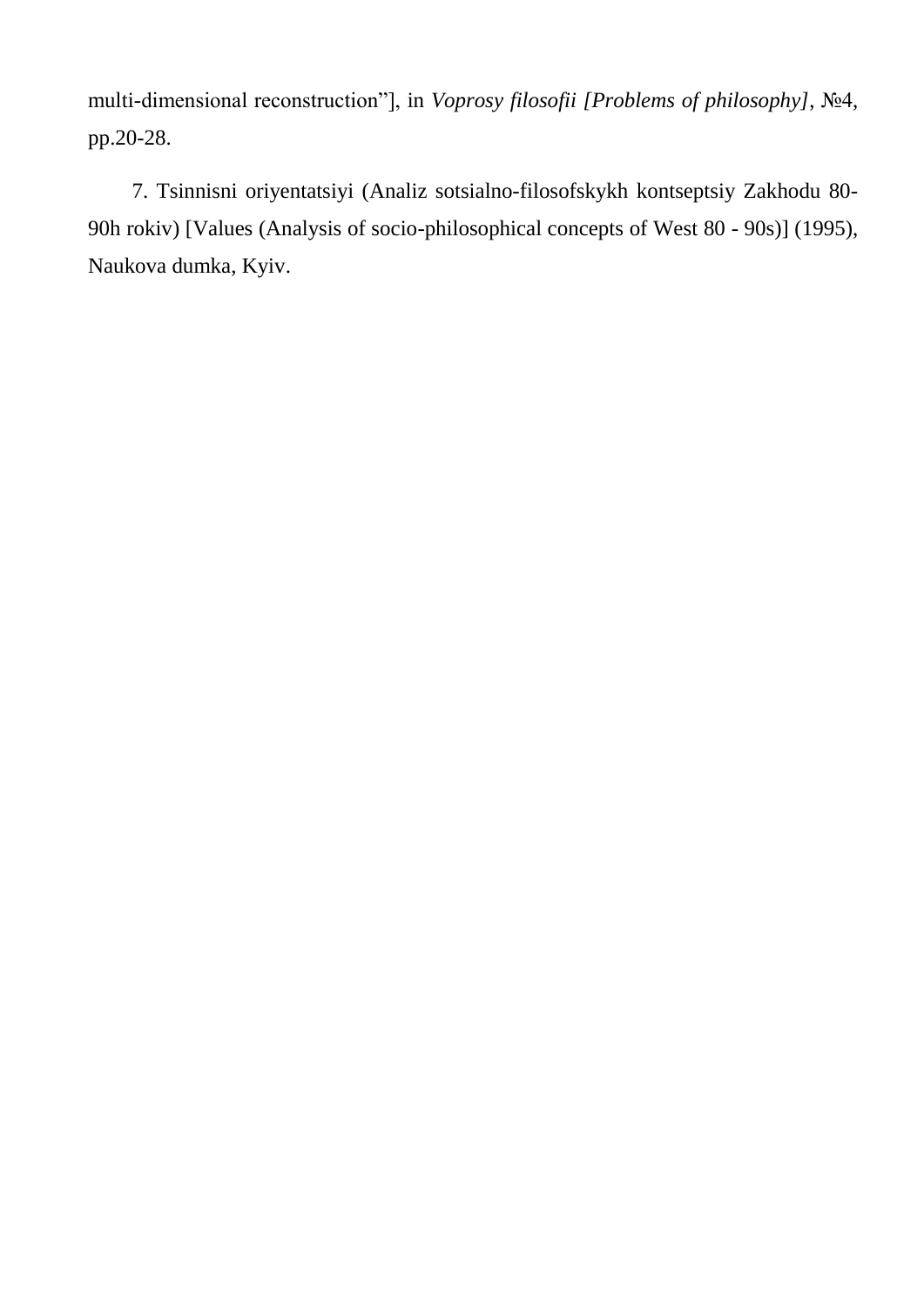multi-dimensional reconstruction”], in *Voprosy filosofii [Problems of philosophy]*, №4, pp.20-28.

7. Tsinnisni oriyentatsiyi (Analiz sotsialno-filosofskykh kontseptsiy Zakhodu 80-90h rokiv) [Values (Analysis of socio-philosophical concepts of West 80 - 90s)] (1995), Naukova dumka, Kyiv.